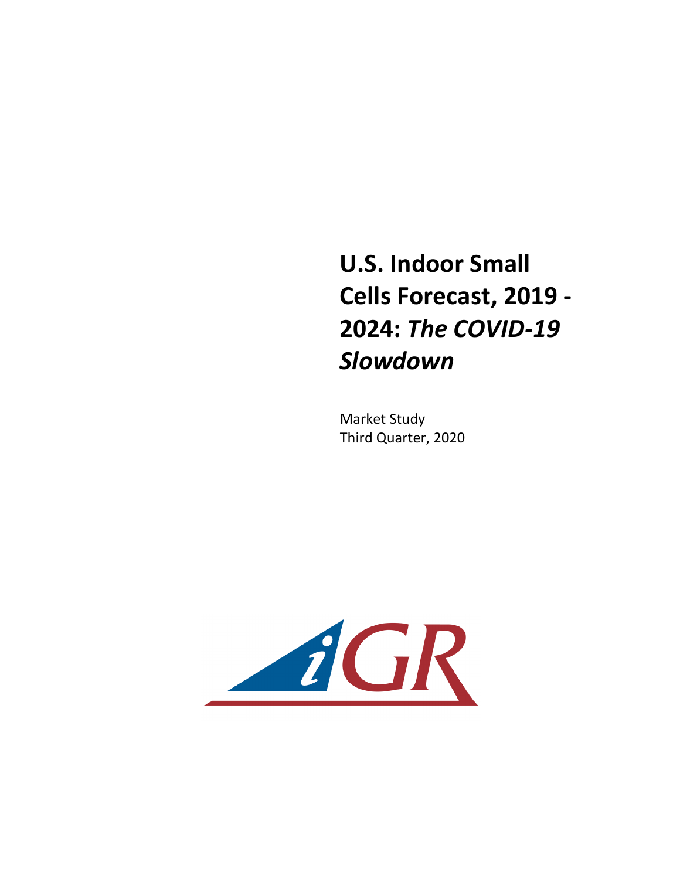# U.S. Indoor Small Cells Forecast, 2019 - 2024: *The COVID-19 Slowdown*

Market Study
Third Quarter, 2020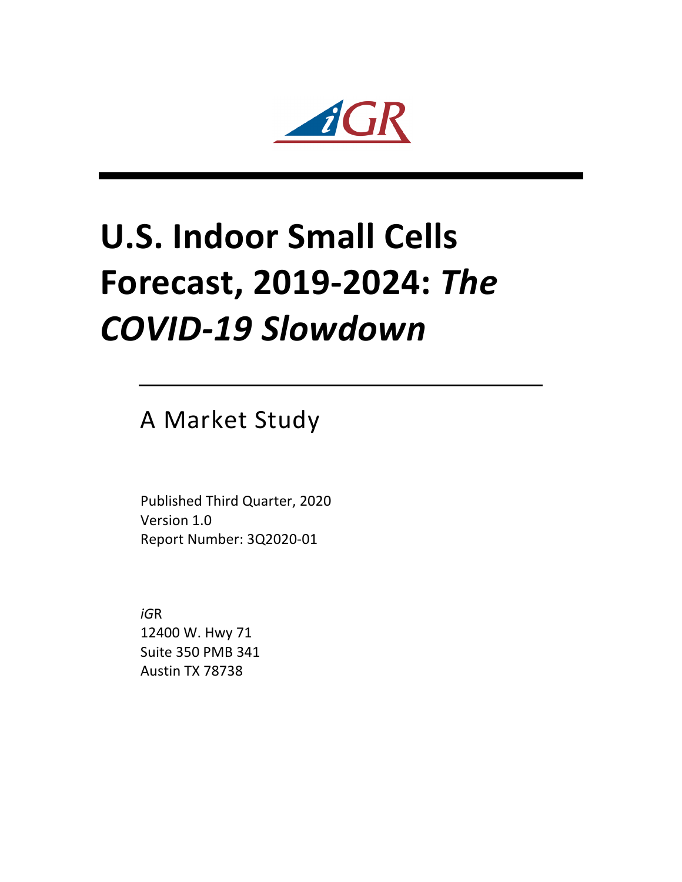# U.S. Indoor Small Cells Forecast, 2019-2024: *The COVID-19 Slowdown*

## A Market Study

Published Third Quarter, 2020
Version 1.0
Report Number: 3Q2020-01

*iG*R
12400 W. Hwy 71
Suite 350 PMB 341
Austin TX 78738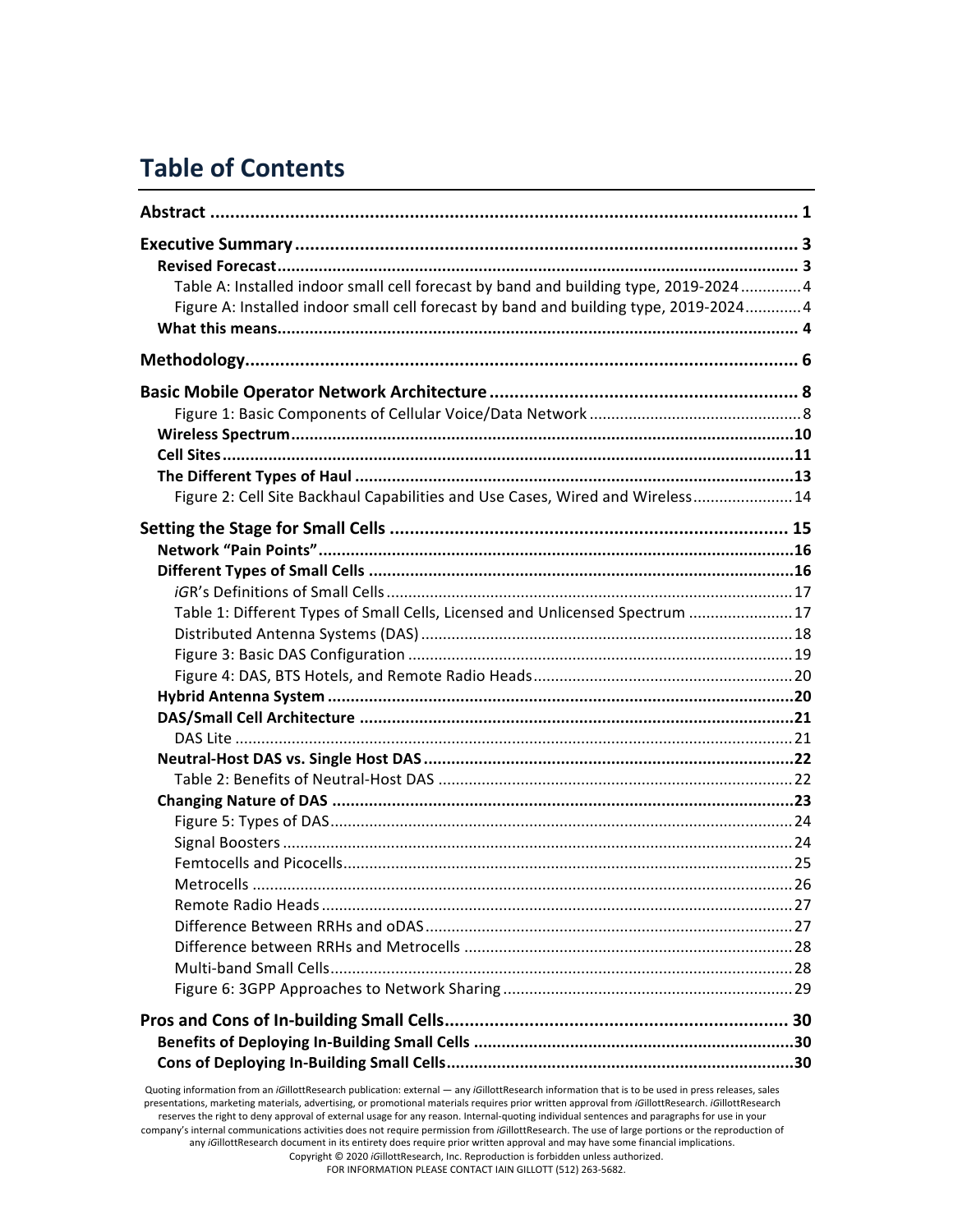# Table of Contents

**Abstract** ..................................................................................................... 1

**Executive Summary** ..................................................................................... 3

- **Revised Forecast** ..................................................................................... 3
  - Table A: Installed indoor small cell forecast by band and building type, 2019-2024 ............. 4
  - Figure A: Installed indoor small cell forecast by band and building type, 2019-2024 ............ 4
- **What this means** ...................................................................................... 4

**Methodology** ............................................................................................... 6

**Basic Mobile Operator Network Architecture** .............................................. 8

- Figure 1: Basic Components of Cellular Voice/Data Network ................................................ 8
- **Wireless Spectrum** ................................................................................... 10
- **Cell Sites** ................................................................................................ 11
- **The Different Types of Haul** .................................................................... 13
  - Figure 2: Cell Site Backhaul Capabilities and Use Cases, Wired and Wireless ....................... 14

**Setting the Stage for Small Cells** ................................................................ 15

- **Network "Pain Points"** ............................................................................ 16
- **Different Types of Small Cells** ................................................................. 16
  - *i*GR's Definitions of Small Cells ........................................................................... 17
  - Table 1: Different Types of Small Cells, Licensed and Unlicensed Spectrum ........................ 17
  - Distributed Antenna Systems (DAS) .................................................................... 18
  - Figure 3: Basic DAS Configuration ....................................................................... 19
  - Figure 4: DAS, BTS Hotels, and Remote Radio Heads ........................................................ 20
- **Hybrid Antenna System** ........................................................................... 20
- **DAS/Small Cell Architecture** ................................................................... 21
  - DAS Lite ............................................................................................................... 21
- **Neutral-Host DAS vs. Single Host DAS** ................................................... 22
  - Table 2: Benefits of Neutral-Host DAS ................................................................. 22
- **Changing Nature of DAS** ......................................................................... 23
  - Figure 5: Types of DAS ......................................................................................... 24
  - Signal Boosters .................................................................................................... 24
  - Femtocells and Picocells ...................................................................................... 25
  - Metrocells ........................................................................................................... 26
  - Remote Radio Heads ............................................................................................ 27
  - Difference Between RRHs and oDAS .................................................................... 27
  - Difference between RRHs and Metrocells ........................................................... 28
  - Multi-band Small Cells .......................................................................................... 28
  - Figure 6: 3GPP Approaches to Network Sharing .................................................. 29

**Pros and Cons of In-building Small Cells** .................................................... 30

- **Benefits of Deploying In-Building Small Cells** ......................................... 30
- **Cons of Deploying In-Building Small Cells** ............................................... 30

Quoting information from an *i*GillottResearch publication: external — any *i*GillottResearch information that is to be used in press releases, sales presentations, marketing materials, advertising, or promotional materials requires prior written approval from *i*GillottResearch. *i*GillottResearch reserves the right to deny approval of external usage for any reason. Internal-quoting individual sentences and paragraphs for use in your company's internal communications activities does not require permission from *i*GillottResearch. The use of large portions or the reproduction of any *i*GillottResearch document in its entirety does require prior written approval and may have some financial implications.
Copyright © 2020 *i*GillottResearch, Inc. Reproduction is forbidden unless authorized.
FOR INFORMATION PLEASE CONTACT IAIN GILLOTT (512) 263-5682.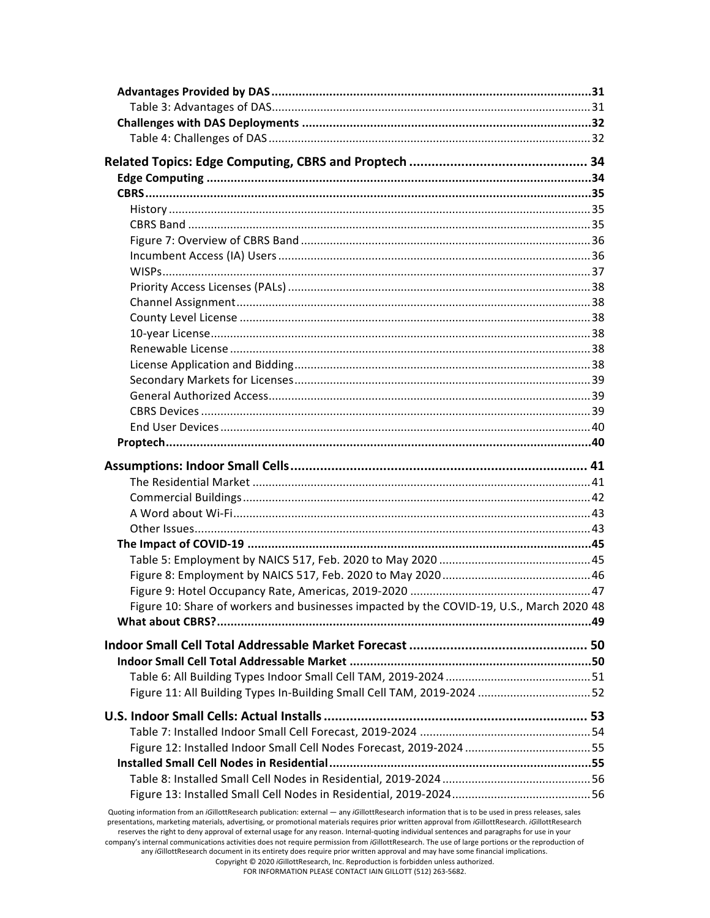**Advantages Provided by DAS** .......... **31**
Table 3: Advantages of DAS .......... 31
**Challenges with DAS Deployments** .......... **32**
Table 4: Challenges of DAS .......... 32

**Related Topics: Edge Computing, CBRS and Proptech** .......... **34**
**Edge Computing** .......... **34**
**CBRS** .......... **35**
History .......... 35
CBRS Band .......... 35
Figure 7: Overview of CBRS Band .......... 36
Incumbent Access (IA) Users .......... 36
WISPs .......... 37
Priority Access Licenses (PALs) .......... 38
Channel Assignment .......... 38
County Level License .......... 38
10-year License .......... 38
Renewable License .......... 38
License Application and Bidding .......... 38
Secondary Markets for Licenses .......... 39
General Authorized Access .......... 39
CBRS Devices .......... 39
End User Devices .......... 40
**Proptech** .......... **40**

**Assumptions: Indoor Small Cells** .......... **41**
The Residential Market .......... 41
Commercial Buildings .......... 42
A Word about Wi-Fi .......... 43
Other Issues .......... 43
**The Impact of COVID-19** .......... **45**
Table 5: Employment by NAICS 517, Feb. 2020 to May 2020 .......... 45
Figure 8: Employment by NAICS 517, Feb. 2020 to May 2020 .......... 46
Figure 9: Hotel Occupancy Rate, Americas, 2019-2020 .......... 47
Figure 10: Share of workers and businesses impacted by the COVID-19, U.S., March 2020 48
**What about CBRS?** .......... **49**

**Indoor Small Cell Total Addressable Market Forecast** .......... **50**
**Indoor Small Cell Total Addressable Market** .......... **50**
Table 6: All Building Types Indoor Small Cell TAM, 2019-2024 .......... 51
Figure 11: All Building Types In-Building Small Cell TAM, 2019-2024 .......... 52

**U.S. Indoor Small Cells: Actual Installs** .......... **53**
Table 7: Installed Indoor Small Cell Forecast, 2019-2024 .......... 54
Figure 12: Installed Indoor Small Cell Nodes Forecast, 2019-2024 .......... 55
**Installed Small Cell Nodes in Residential** .......... **55**
Table 8: Installed Small Cell Nodes in Residential, 2019-2024 .......... 56
Figure 13: Installed Small Cell Nodes in Residential, 2019-2024 .......... 56

Quoting information from an *i*GillottResearch publication: external — any *i*GillottResearch information that is to be used in press releases, sales presentations, marketing materials, advertising, or promotional materials requires prior written approval from *i*GillottResearch. *i*GillottResearch reserves the right to deny approval of external usage for any reason. Internal-quoting individual sentences and paragraphs for use in your company's internal communications activities does not require permission from *i*GillottResearch. The use of large portions or the reproduction of any *i*GillottResearch document in its entirety does require prior written approval and may have some financial implications.
Copyright © 2020 *i*GillottResearch, Inc. Reproduction is forbidden unless authorized.
FOR INFORMATION PLEASE CONTACT IAIN GILLOTT (512) 263-5682.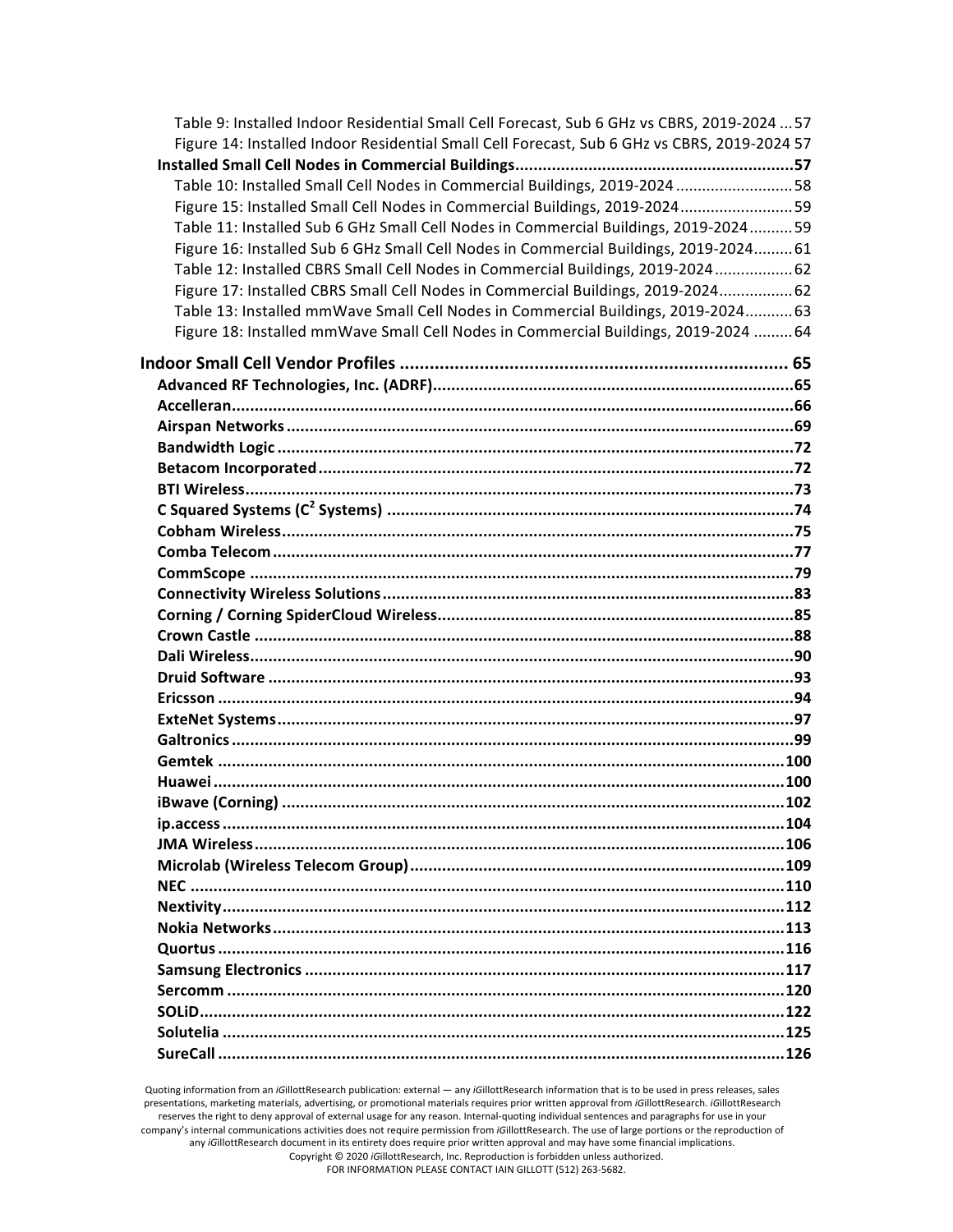Table 9: Installed Indoor Residential Small Cell Forecast, Sub 6 GHz vs CBRS, 2019-2024 ... 57
Figure 14: Installed Indoor Residential Small Cell Forecast, Sub 6 GHz vs CBRS, 2019-2024 57

**Installed Small Cell Nodes in Commercial Buildings ... 57**

Table 10: Installed Small Cell Nodes in Commercial Buildings, 2019-2024 ... 58
Figure 15: Installed Small Cell Nodes in Commercial Buildings, 2019-2024 ... 59
Table 11: Installed Sub 6 GHz Small Cell Nodes in Commercial Buildings, 2019-2024 ... 59
Figure 16: Installed Sub 6 GHz Small Cell Nodes in Commercial Buildings, 2019-2024 ... 61
Table 12: Installed CBRS Small Cell Nodes in Commercial Buildings, 2019-2024 ... 62
Figure 17: Installed CBRS Small Cell Nodes in Commercial Buildings, 2019-2024 ... 62
Table 13: Installed mmWave Small Cell Nodes in Commercial Buildings, 2019-2024 ... 63
Figure 18: Installed mmWave Small Cell Nodes in Commercial Buildings, 2019-2024 ... 64

**Indoor Small Cell Vendor Profiles ... 65**

**Advanced RF Technologies, Inc. (ADRF) ... 65**
**Accelleran ... 66**
**Airspan Networks ... 69**
**Bandwidth Logic ... 72**
**Betacom Incorporated ... 72**
**BTI Wireless ... 73**
**C Squared Systems ($C^2$ Systems) ... 74**
**Cobham Wireless ... 75**
**Comba Telecom ... 77**
**CommScope ... 79**
**Connectivity Wireless Solutions ... 83**
**Corning / Corning SpiderCloud Wireless ... 85**
**Crown Castle ... 88**
**Dali Wireless ... 90**
**Druid Software ... 93**
**Ericsson ... 94**
**ExteNet Systems ... 97**
**Galtronics ... 99**
**Gemtek ... 100**
**Huawei ... 100**
**iBwave (Corning) ... 102**
**ip.access ... 104**
**JMA Wireless ... 106**
**Microlab (Wireless Telecom Group) ... 109**
**NEC ... 110**
**Nextivity ... 112**
**Nokia Networks ... 113**
**Quortus ... 116**
**Samsung Electronics ... 117**
**Sercomm ... 120**
**SOLiD ... 122**
**Solutelia ... 125**
**SureCall ... 126**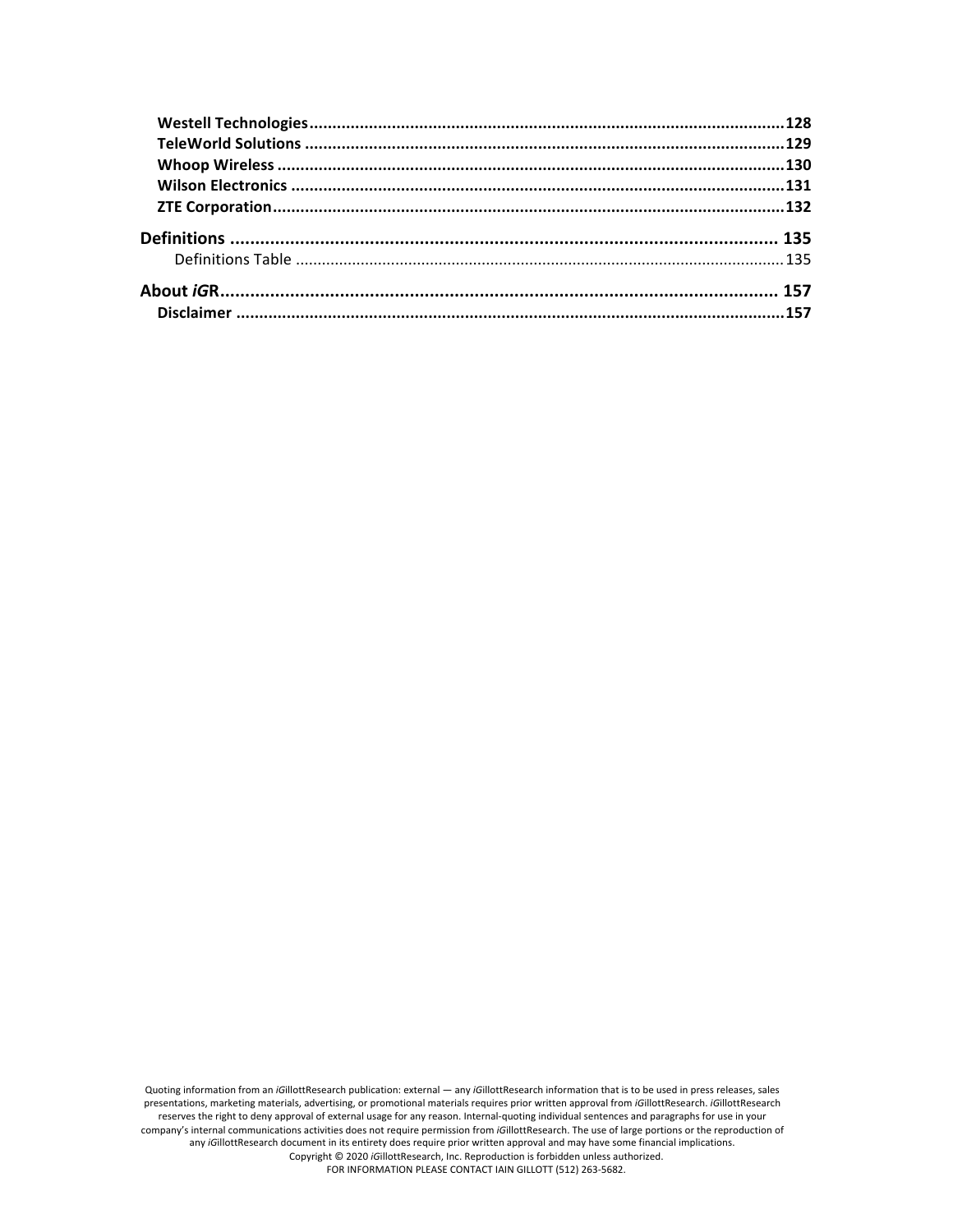**Westell Technologies** ........................................................................................................ **128**
**TeleWorld Solutions** .......................................................................................................... **129**
**Whoop Wireless** ............................................................................................................... **130**
**Wilson Electronics** ............................................................................................................ **131**
**ZTE Corporation** ............................................................................................................... **132**

**Definitions** ............................................................................................................... **135**
Definitions Table ................................................................................................................ 135

**About *iG*R** ............................................................................................................... **157**
**Disclaimer** ....................................................................................................................... **157**

Quoting information from an *iG*illottResearch publication: external — any *iG*illottResearch information that is to be used in press releases, sales presentations, marketing materials, advertising, or promotional materials requires prior written approval from *iG*illottResearch. *iG*illottResearch reserves the right to deny approval of external usage for any reason. Internal-quoting individual sentences and paragraphs for use in your company's internal communications activities does not require permission from *iG*illottResearch. The use of large portions or the reproduction of any *iG*illottResearch document in its entirety does require prior written approval and may have some financial implications.
Copyright © 2020 *iG*illottResearch, Inc. Reproduction is forbidden unless authorized.
FOR INFORMATION PLEASE CONTACT IAIN GILLOTT (512) 263-5682.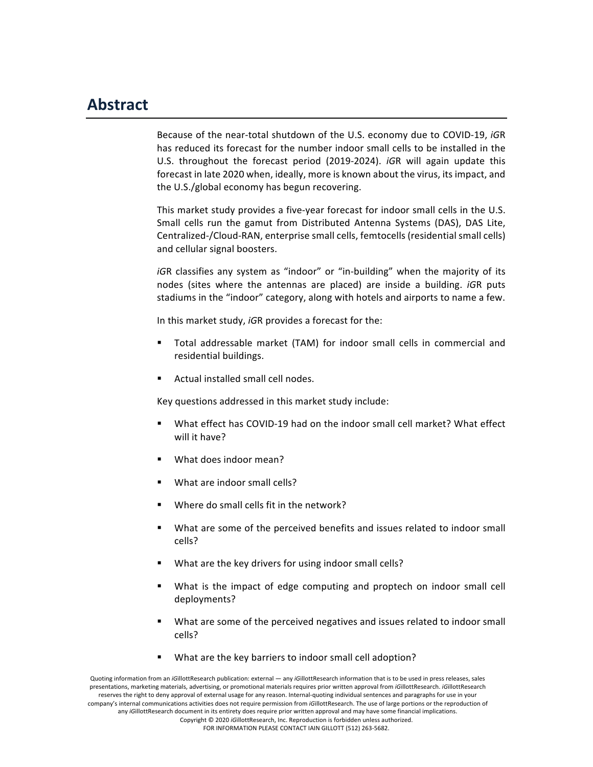# Abstract

Because of the near-total shutdown of the U.S. economy due to COVID-19, *iG*R has reduced its forecast for the number indoor small cells to be installed in the U.S. throughout the forecast period (2019-2024). *iG*R will again update this forecast in late 2020 when, ideally, more is known about the virus, its impact, and the U.S./global economy has begun recovering.

This market study provides a five-year forecast for indoor small cells in the U.S. Small cells run the gamut from Distributed Antenna Systems (DAS), DAS Lite, Centralized-/Cloud-RAN, enterprise small cells, femtocells (residential small cells) and cellular signal boosters.

*iG*R classifies any system as "indoor" or "in-building" when the majority of its nodes (sites where the antennas are placed) are inside a building. *iG*R puts stadiums in the "indoor" category, along with hotels and airports to name a few.

In this market study, *iG*R provides a forecast for the:

- Total addressable market (TAM) for indoor small cells in commercial and residential buildings.
- Actual installed small cell nodes.

Key questions addressed in this market study include:

- What effect has COVID-19 had on the indoor small cell market? What effect will it have?
- What does indoor mean?
- What are indoor small cells?
- Where do small cells fit in the network?
- What are some of the perceived benefits and issues related to indoor small cells?
- What are the key drivers for using indoor small cells?
- What is the impact of edge computing and proptech on indoor small cell deployments?
- What are some of the perceived negatives and issues related to indoor small cells?
- What are the key barriers to indoor small cell adoption?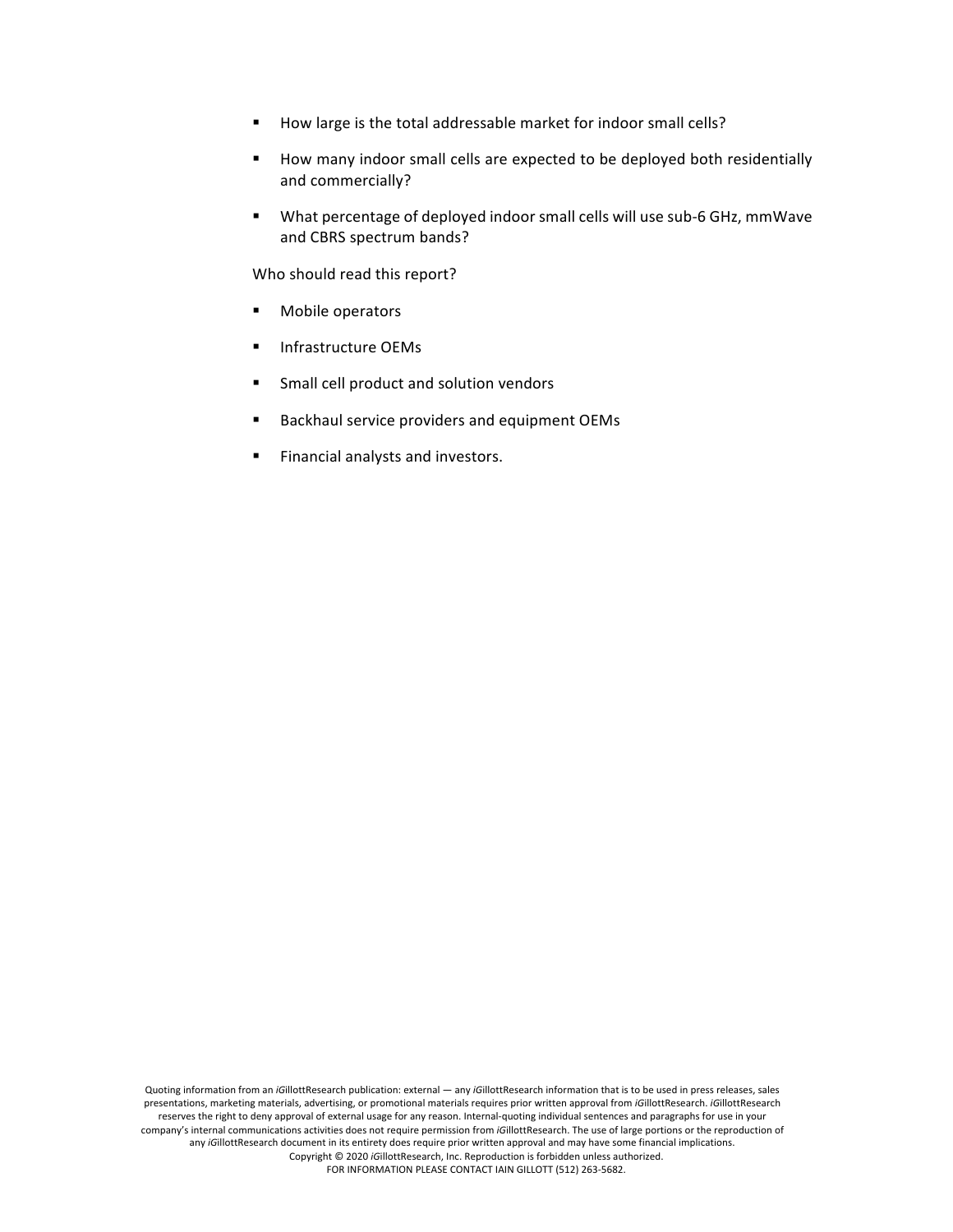- How large is the total addressable market for indoor small cells?
- How many indoor small cells are expected to be deployed both residentially and commercially?
- What percentage of deployed indoor small cells will use sub-6 GHz, mmWave and CBRS spectrum bands?

Who should read this report?

- Mobile operators
- Infrastructure OEMs
- Small cell product and solution vendors
- Backhaul service providers and equipment OEMs
- Financial analysts and investors.